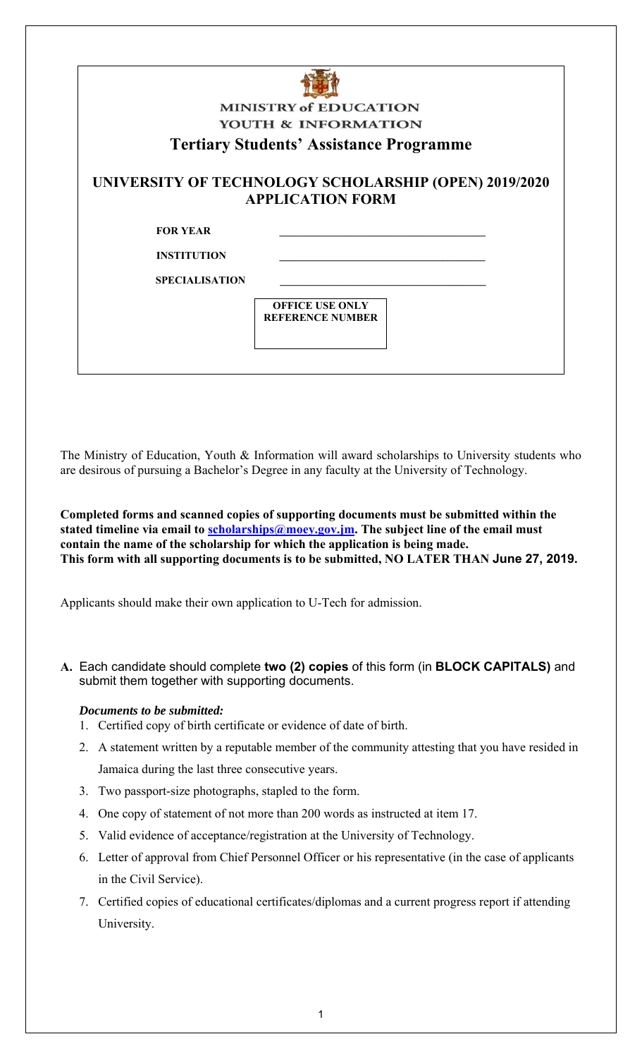MINISTRY of EDUCATION
YOUTH & INFORMATION

# Tertiary Students' Assistance Programme

# UNIVERSITY OF TECHNOLOGY SCHOLARSHIP (OPEN) 2019/2020 APPLICATION FORM

**FOR YEAR** ____________________________________

**INSTITUTION** ____________________________________

**SPECIALISATION** ____________________________________

**OFFICE USE ONLY**
**REFERENCE NUMBER**

The Ministry of Education, Youth & Information will award scholarships to University students who are desirous of pursuing a Bachelor's Degree in any faculty at the University of Technology.

**Completed forms and scanned copies of supporting documents must be submitted within the stated timeline via email to scholarships@moey.gov.jm. The subject line of the email must contain the name of the scholarship for which the application is being made.**
**This form with all supporting documents is to be submitted, NO LATER THAN June 27, 2019.**

Applicants should make their own application to U-Tech for admission.

**A.** Each candidate should complete **two (2) copies** of this form (in **BLOCK CAPITALS)** and submit them together with supporting documents.

***Documents to be submitted:***

1. Certified copy of birth certificate or evidence of date of birth.
2. A statement written by a reputable member of the community attesting that you have resided in Jamaica during the last three consecutive years.
3. Two passport-size photographs, stapled to the form.
4. One copy of statement of not more than 200 words as instructed at item 17.
5. Valid evidence of acceptance/registration at the University of Technology.
6. Letter of approval from Chief Personnel Officer or his representative (in the case of applicants in the Civil Service).
7. Certified copies of educational certificates/diplomas and a current progress report if attending University.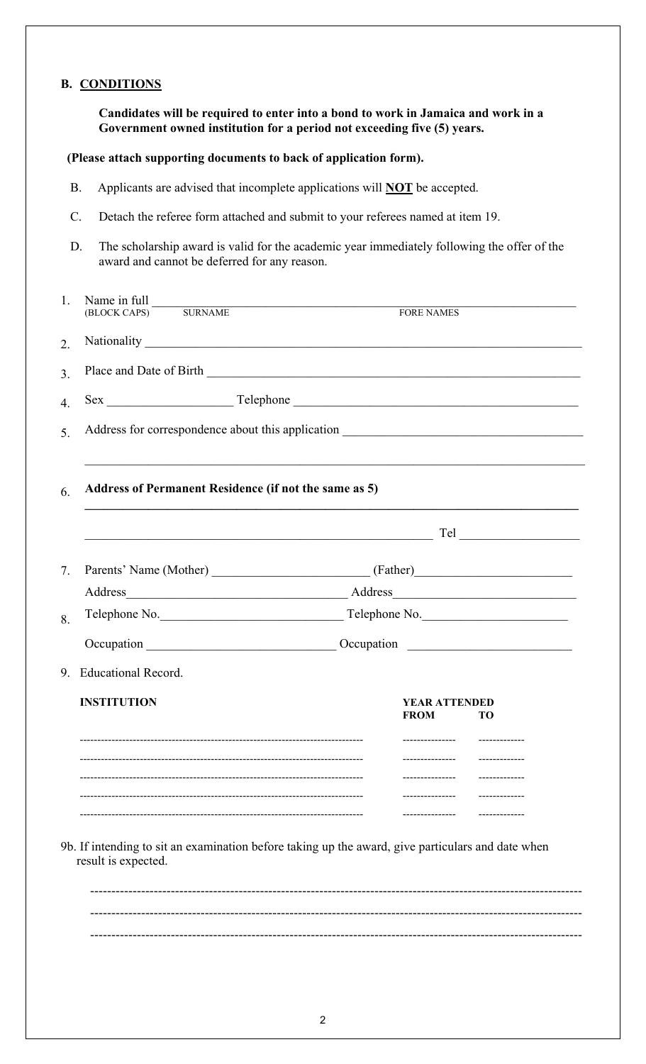## B. CONDITIONS

**Candidates will be required to enter into a bond to work in Jamaica and work in a Government owned institution for a period not exceeding five (5) years.**

**(Please attach supporting documents to back of application form).**

B. Applicants are advised that incomplete applications will **NOT** be accepted.

C. Detach the referee form attached and submit to your referees named at item 19.

D. The scholarship award is valid for the academic year immediately following the offer of the award and cannot be deferred for any reason.

1. Name in full ______________________________________________
   (BLOCK CAPS) SURNAME FORE NAMES

2. Nationality ______________________________________________

3. Place and Date of Birth ______________________________________________

4. Sex ____________________ Telephone ______________________________

5. Address for correspondence about this application ______________________________

   ______________________________________________

6. **Address of Permanent Residence (if not the same as 5)**

   ______________________________________________

   ______________________________________________ Tel ____________________

7. Parents' Name (Mother) ________________________ (Father)________________________

   Address______________________________ Address______________________________

8. Telephone No.______________________________ Telephone No.______________________

   Occupation ______________________________ Occupation ______________________________

9. Educational Record.

| **INSTITUTION** | **YEAR ATTENDED FROM** | **TO** |
|---|---|---|
| ------------------------------------------------ | -------------- | ------------ |
| ------------------------------------------------ | -------------- | ------------ |
| ------------------------------------------------ | -------------- | ------------ |
| ------------------------------------------------ | -------------- | ------------ |
| ------------------------------------------------ | -------------- | ------------ |

9b. If intending to sit an examination before taking up the award, give particulars and date when result is expected.

--------------------------------------------------------------------------------------------------------

--------------------------------------------------------------------------------------------------------

--------------------------------------------------------------------------------------------------------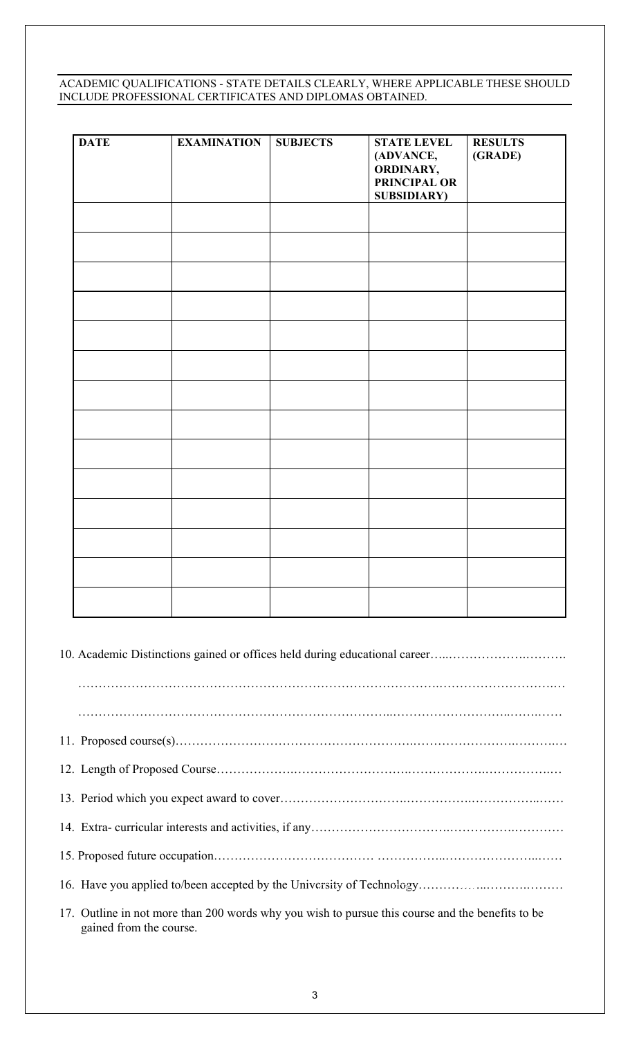ACADEMIC QUALIFICATIONS - STATE DETAILS CLEARLY, WHERE APPLICABLE THESE SHOULD INCLUDE PROFESSIONAL CERTIFICATES AND DIPLOMAS OBTAINED.

| **DATE** | **EXAMINATION** | **SUBJECTS** | **STATE LEVEL (ADVANCE, ORDINARY, PRINCIPAL OR SUBSIDIARY)** | **RESULTS (GRADE)** |
|---|---|---|---|---|
| | | | | |
| | | | | |
| | | | | |
| | | | | |
| | | | | |
| | | | | |
| | | | | |
| | | | | |
| | | | | |
| | | | | |
| | | | | |
| | | | | |
| | | | | |
| | | | | |

10. Academic Distinctions gained or offices held during educational career…..…………………..……….

…………………………………………………………………………………..…………………………..…

…………………………………………………………………..…………………………..……..……

11. Proposed course(s)…………………………………………………..…………………….………..…

12. Length of Proposed Course……………….………………………..……………….……………..…

13. Period which you expect award to cover…………………………..……………..……………..……

14. Extra- curricular interests and activities, if any…………………………….…………….…………

15. Proposed future occupation………………………………… ……………..……………………..……

16. Have you applied to/been accepted by the University of Technology……………..……….………

17. Outline in not more than 200 words why you wish to pursue this course and the benefits to be gained from the course.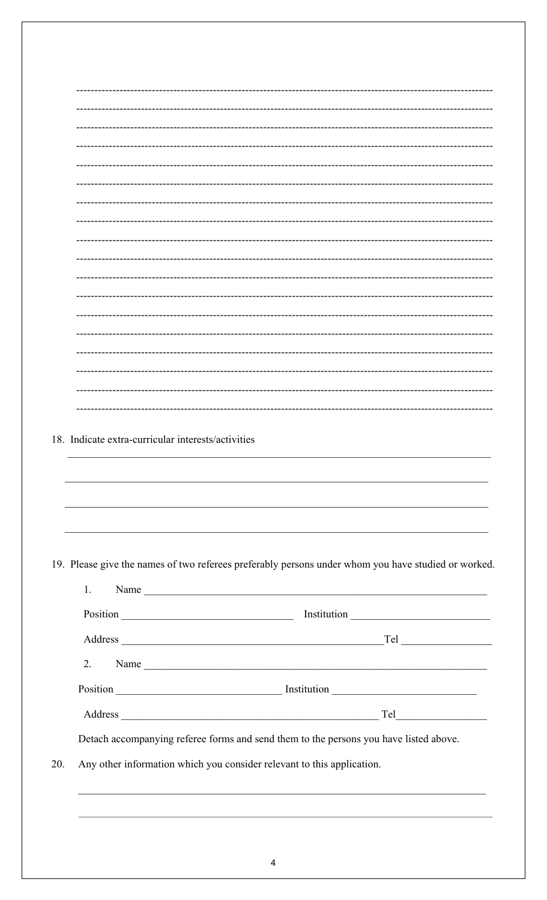18. Indicate extra-curricular interests/activities

19. Please give the names of two referees preferably persons under whom you have studied or worked.

    1. Name ______________________________

       Position ______________________ Institution ______________________

       Address ______________________________ Tel ______________

    2. Name ______________________________

       Position ______________________ Institution ______________________

       Address ______________________________ Tel ______________

    Detach accompanying referee forms and send them to the persons you have listed above.

20. Any other information which you consider relevant to this application.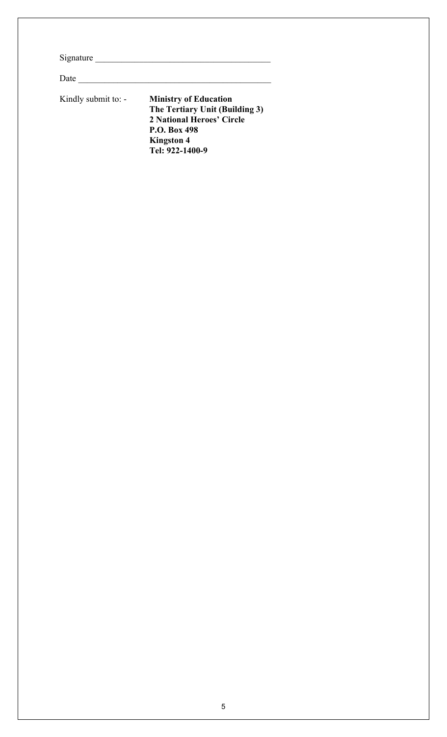Signature ______________________________________

Date __________________________________________

Kindly submit to: - **Ministry of Education**
**The Tertiary Unit (Building 3)**
**2 National Heroes' Circle**
**P.O. Box 498**
**Kingston 4**
**Tel: 922-1400-9**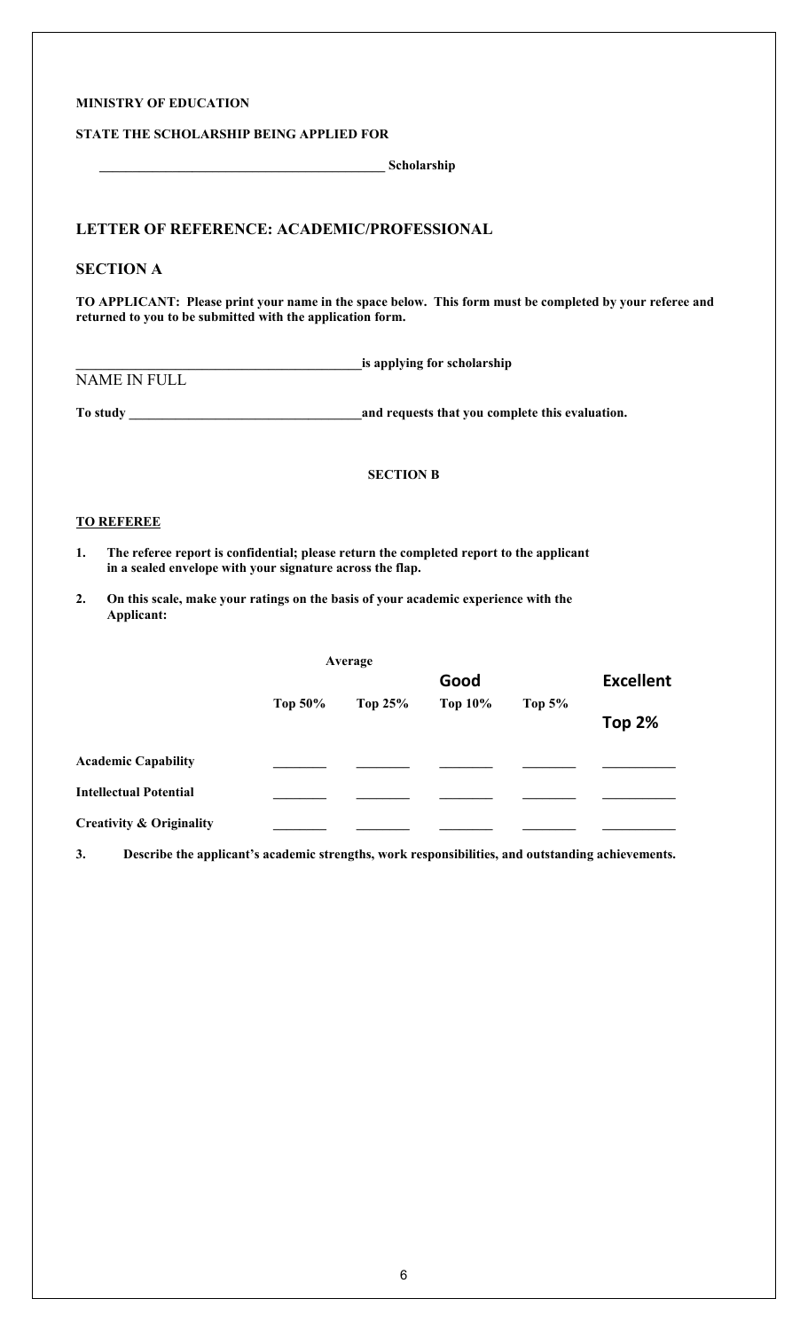**MINISTRY OF EDUCATION**

**STATE THE SCHOLARSHIP BEING APPLIED FOR**

**__________________________________________ Scholarship**

## LETTER OF REFERENCE: ACADEMIC/PROFESSIONAL

## SECTION A

**TO APPLICANT: Please print your name in the space below. This form must be completed by your referee and returned to you to be submitted with the application form.**

________________________________________**is applying for scholarship**
NAME IN FULL

**To study __________________________________and requests that you complete this evaluation.**

**SECTION B**

**TO REFEREE**

1. **The referee report is confidential; please return the completed report to the applicant in a sealed envelope with your signature across the flap.**

2. **On this scale, make your ratings on the basis of your academic experience with the Applicant:**

| | Average | | Good | | Excellent |
|---|---|---|---|---|---|
| | **Top 50%** | **Top 25%** | **Top 10%** | **Top 5%** | **Top 2%** |
| **Academic Capability** | ________ | ________ | ________ | ________ | __________ |
| **Intellectual Potential** | ________ | ________ | ________ | ________ | __________ |
| **Creativity & Originality** | ________ | ________ | ________ | ________ | __________ |

3. **Describe the applicant's academic strengths, work responsibilities, and outstanding achievements.**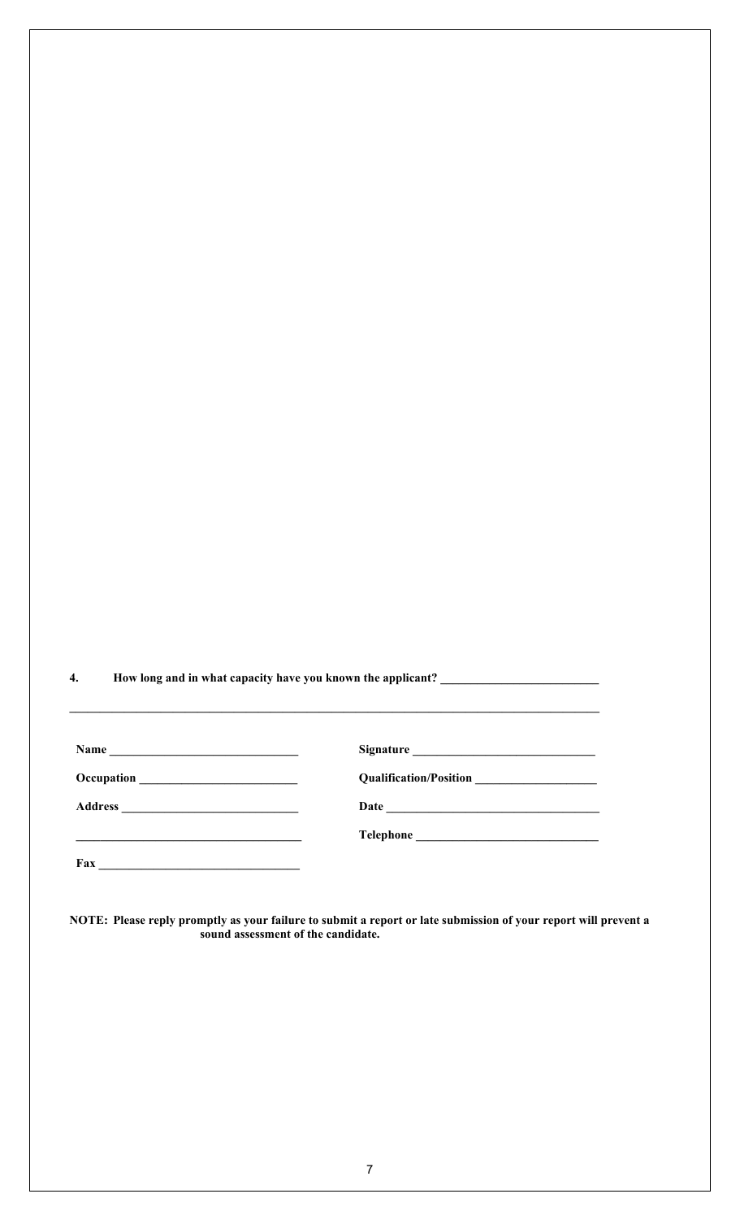**4. How long and in what capacity have you known the applicant? \_\_\_\_\_\_\_\_\_\_\_\_\_\_\_\_\_\_\_\_\_\_\_\_\_\_**

**\_\_\_\_\_\_\_\_\_\_\_\_\_\_\_\_\_\_\_\_\_\_\_\_\_\_\_\_\_\_\_\_\_\_\_\_\_\_\_\_\_\_\_\_\_\_\_\_\_\_\_\_\_\_\_\_\_\_\_\_\_\_\_\_\_\_\_\_\_\_\_\_\_\_\_\_\_\_\_\_\_\_\_\_\_\_**

**Name \_\_\_\_\_\_\_\_\_\_\_\_\_\_\_\_\_\_\_\_\_\_\_\_\_\_\_\_\_\_**

**Signature \_\_\_\_\_\_\_\_\_\_\_\_\_\_\_\_\_\_\_\_\_\_\_\_\_\_\_\_\_\_**

**Occupation \_\_\_\_\_\_\_\_\_\_\_\_\_\_\_\_\_\_\_\_\_\_\_\_\_\_**

**Qualification/Position \_\_\_\_\_\_\_\_\_\_\_\_\_\_\_\_\_\_\_\_**

**Address \_\_\_\_\_\_\_\_\_\_\_\_\_\_\_\_\_\_\_\_\_\_\_\_\_\_\_\_\_**

**\_\_\_\_\_\_\_\_\_\_\_\_\_\_\_\_\_\_\_\_\_\_\_\_\_\_\_\_\_\_\_\_\_\_\_\_\_**

**Date \_\_\_\_\_\_\_\_\_\_\_\_\_\_\_\_\_\_\_\_\_\_\_\_\_\_\_\_\_\_\_\_\_\_\_**

**Telephone \_\_\_\_\_\_\_\_\_\_\_\_\_\_\_\_\_\_\_\_\_\_\_\_\_\_\_\_\_\_**

**Fax \_\_\_\_\_\_\_\_\_\_\_\_\_\_\_\_\_\_\_\_\_\_\_\_\_\_\_\_\_\_\_\_\_**

**NOTE: Please reply promptly as your failure to submit a report or late submission of your report will prevent a sound assessment of the candidate.**